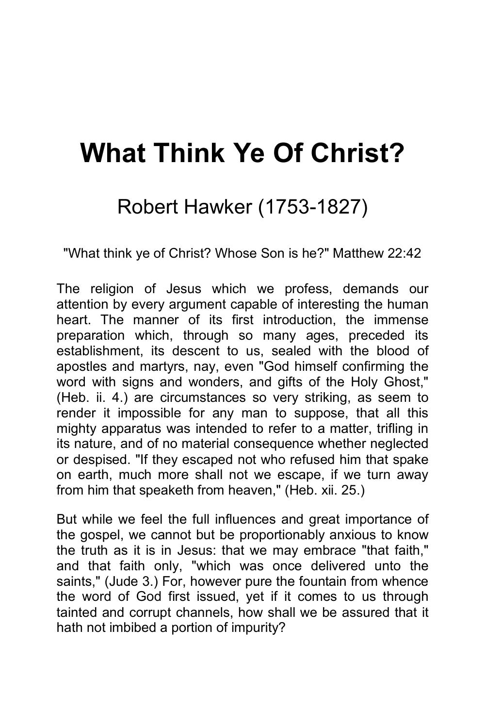# What Think Ye Of Christ?

## Robert Hawker (1753-1827)

"What think ye of Christ? Whose Son is he?" Matthew 22:42

The religion of Jesus which we profess, demands our attention by every argument capable of interesting the human heart. The manner of its first introduction, the immense preparation which, through so many ages, preceded its establishment, its descent to us, sealed with the blood of apostles and martyrs, nay, even "God himself confirming the word with signs and wonders, and gifts of the Holy Ghost," (Heb. ii. 4.) are circumstances so very striking, as seem to render it impossible for any man to suppose, that all this mighty apparatus was intended to refer to a matter, trifling in its nature, and of no material consequence whether neglected or despised. "If they escaped not who refused him that spake on earth, much more shall not we escape, if we turn away from him that speaketh from heaven," (Heb. xii. 25.)

But while we feel the full influences and great importance of the gospel, we cannot but be proportionably anxious to know the truth as it is in Jesus: that we may embrace "that faith," and that faith only, "which was once delivered unto the saints," (Jude 3.) For, however pure the fountain from whence the word of God first issued, yet if it comes to us through tainted and corrupt channels, how shall we be assured that it hath not imbibed a portion of impurity?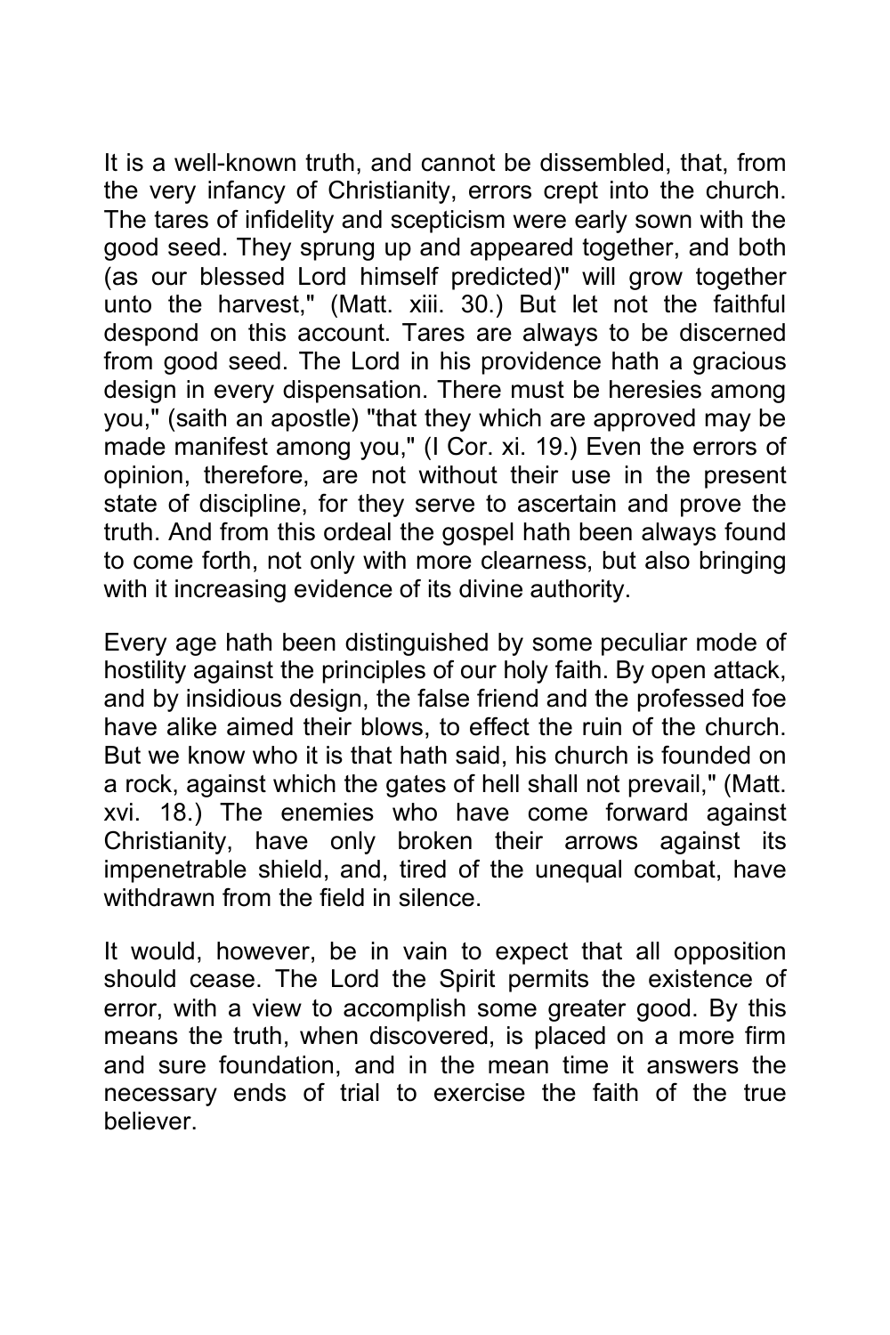It is a well-known truth, and cannot be dissembled, that, from the very infancy of Christianity, errors crept into the church. The tares of infidelity and scepticism were early sown with the good seed. They sprung up and appeared together, and both (as our blessed Lord himself predicted)" will grow together unto the harvest," (Matt. xiii. 30.) But let not the faithful despond on this account. Tares are always to be discerned from good seed. The Lord in his providence hath a gracious design in every dispensation. There must be heresies among you," (saith an apostle) "that they which are approved may be made manifest among you," (I Cor. xi. 19.) Even the errors of opinion, therefore, are not without their use in the present state of discipline, for they serve to ascertain and prove the truth. And from this ordeal the gospel hath been always found to come forth, not only with more clearness, but also bringing with it increasing evidence of its divine authority.

Every age hath been distinguished by some peculiar mode of hostility against the principles of our holy faith. By open attack, and by insidious design, the false friend and the professed foe have alike aimed their blows, to effect the ruin of the church. But we know who it is that hath said, his church is founded on a rock, against which the gates of hell shall not prevail," (Matt. xvi. 18.) The enemies who have come forward against Christianity, have only broken their arrows against its impenetrable shield, and, tired of the unequal combat, have withdrawn from the field in silence.

It would, however, be in vain to expect that all opposition should cease. The Lord the Spirit permits the existence of error, with a view to accomplish some greater good. By this means the truth, when discovered, is placed on a more firm and sure foundation, and in the mean time it answers the necessary ends of trial to exercise the faith of the true believer.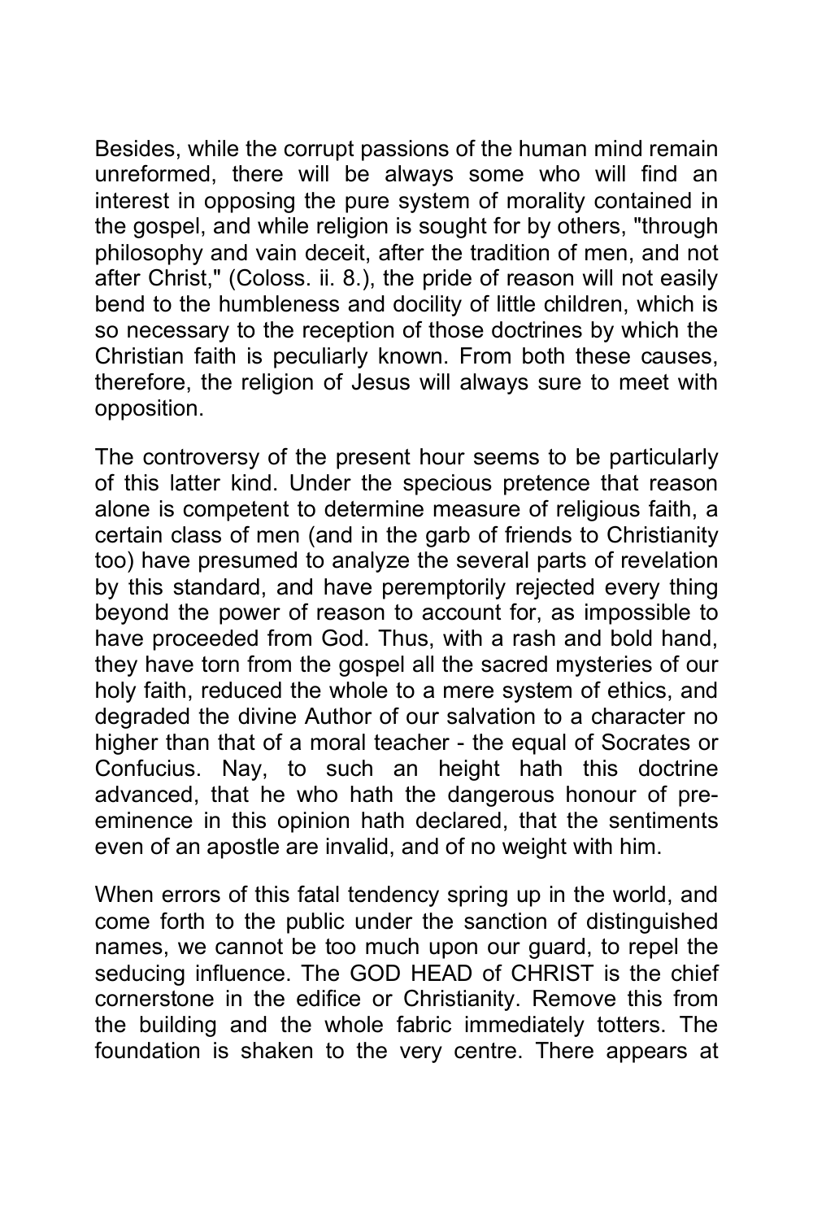Besides, while the corrupt passions of the human mind remain unreformed, there will be always some who will find an interest in opposing the pure system of morality contained in the gospel, and while religion is sought for by others, "through philosophy and vain deceit, after the tradition of men, and not after Christ," (Coloss. ii. 8.), the pride of reason will not easily bend to the humbleness and docility of little children, which is so necessary to the reception of those doctrines by which the Christian faith is peculiarly known. From both these causes, therefore, the religion of Jesus will always sure to meet with opposition.

The controversy of the present hour seems to be particularly of this latter kind. Under the specious pretence that reason alone is competent to determine measure of religious faith, a certain class of men (and in the garb of friends to Christianity too) have presumed to analyze the several parts of revelation by this standard, and have peremptorily rejected every thing beyond the power of reason to account for, as impossible to have proceeded from God. Thus, with a rash and bold hand, they have torn from the gospel all the sacred mysteries of our holy faith, reduced the whole to a mere system of ethics, and degraded the divine Author of our salvation to a character no higher than that of a moral teacher - the equal of Socrates or Confucius. Nay, to such an height hath this doctrine advanced, that he who hath the dangerous honour of pre-eminence in this opinion hath declared, that the sentiments even of an apostle are invalid, and of no weight with him.

When errors of this fatal tendency spring up in the world, and come forth to the public under the sanction of distinguished names, we cannot be too much upon our guard, to repel the seducing influence. The GOD HEAD of CHRIST is the chief cornerstone in the edifice or Christianity. Remove this from the building and the whole fabric immediately totters. The foundation is shaken to the very centre. There appears at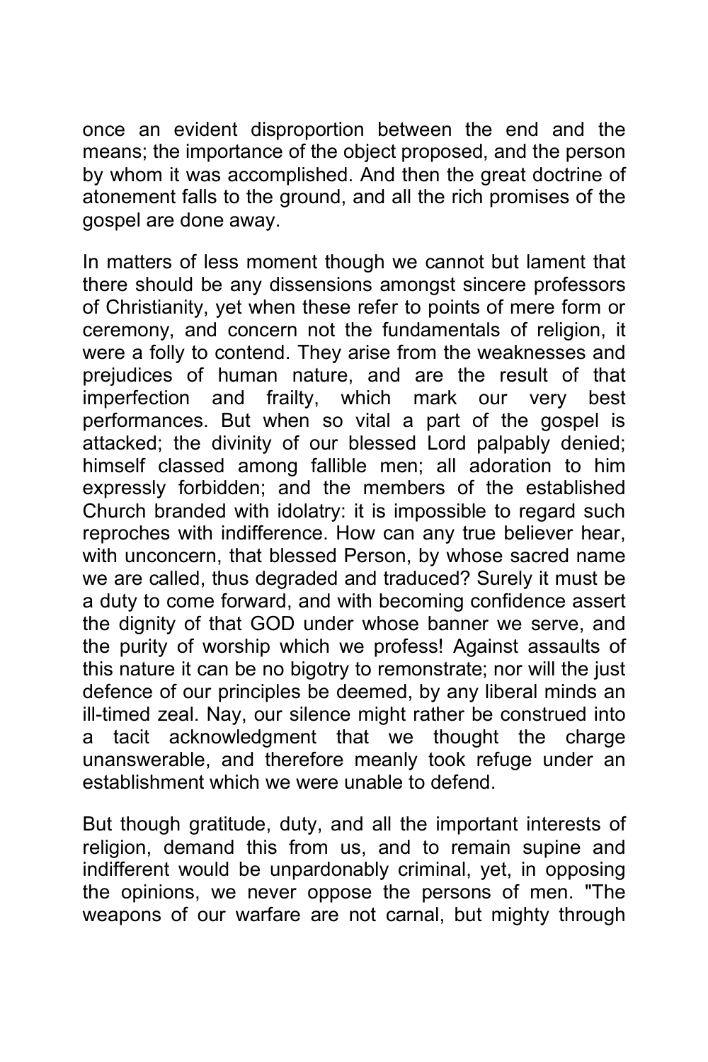once an evident disproportion between the end and the means; the importance of the object proposed, and the person by whom it was accomplished. And then the great doctrine of atonement falls to the ground, and all the rich promises of the gospel are done away.

In matters of less moment though we cannot but lament that there should be any dissensions amongst sincere professors of Christianity, yet when these refer to points of mere form or ceremony, and concern not the fundamentals of religion, it were a folly to contend. They arise from the weaknesses and prejudices of human nature, and are the result of that imperfection and frailty, which mark our very best performances. But when so vital a part of the gospel is attacked; the divinity of our blessed Lord palpably denied; himself classed among fallible men; all adoration to him expressly forbidden; and the members of the established Church branded with idolatry: it is impossible to regard such reproches with indifference. How can any true believer hear, with unconcern, that blessed Person, by whose sacred name we are called, thus degraded and traduced? Surely it must be a duty to come forward, and with becoming confidence assert the dignity of that GOD under whose banner we serve, and the purity of worship which we profess! Against assaults of this nature it can be no bigotry to remonstrate; nor will the just defence of our principles be deemed, by any liberal minds an ill-timed zeal. Nay, our silence might rather be construed into a tacit acknowledgment that we thought the charge unanswerable, and therefore meanly took refuge under an establishment which we were unable to defend.

But though gratitude, duty, and all the important interests of religion, demand this from us, and to remain supine and indifferent would be unpardonably criminal, yet, in opposing the opinions, we never oppose the persons of men. "The weapons of our warfare are not carnal, but mighty through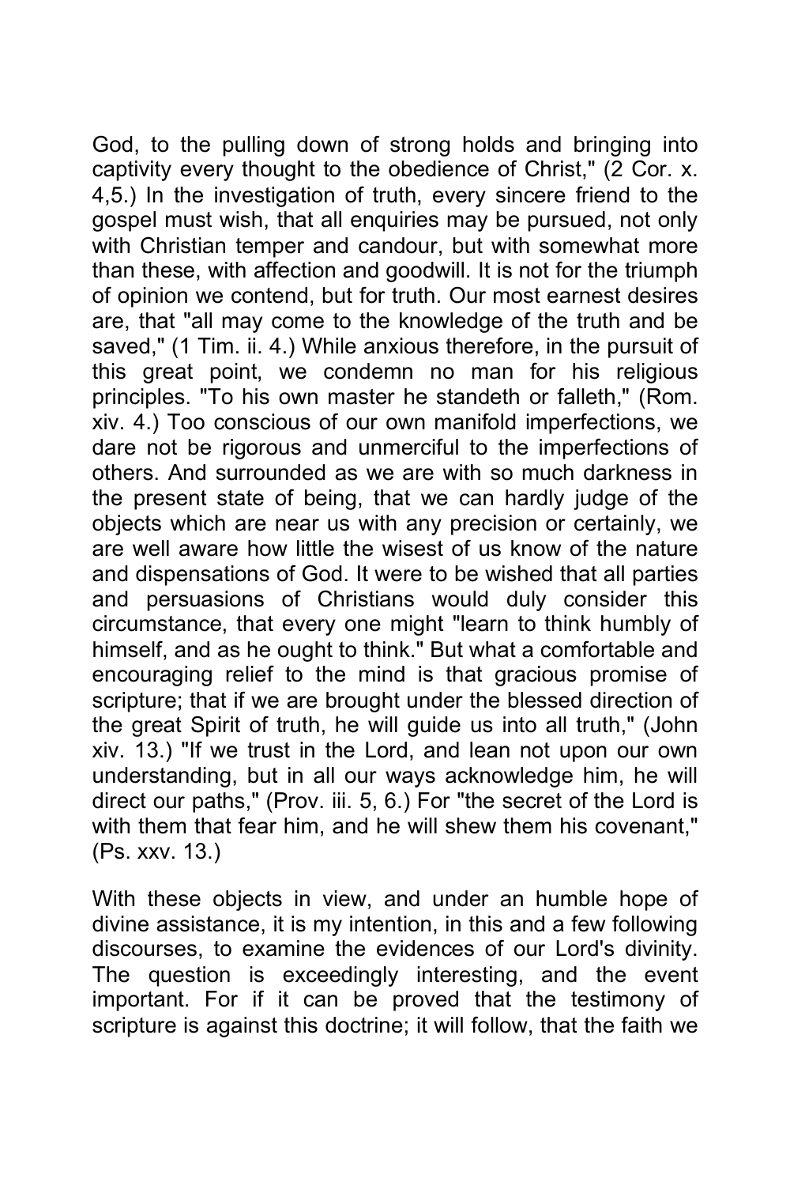God, to the pulling down of strong holds and bringing into captivity every thought to the obedience of Christ," (2 Cor. x. 4,5.) In the investigation of truth, every sincere friend to the gospel must wish, that all enquiries may be pursued, not only with Christian temper and candour, but with somewhat more than these, with affection and goodwill. It is not for the triumph of opinion we contend, but for truth. Our most earnest desires are, that "all may come to the knowledge of the truth and be saved," (1 Tim. ii. 4.) While anxious therefore, in the pursuit of this great point, we condemn no man for his religious principles. "To his own master he standeth or falleth," (Rom. xiv. 4.) Too conscious of our own manifold imperfections, we dare not be rigorous and unmerciful to the imperfections of others. And surrounded as we are with so much darkness in the present state of being, that we can hardly judge of the objects which are near us with any precision or certainly, we are well aware how little the wisest of us know of the nature and dispensations of God. It were to be wished that all parties and persuasions of Christians would duly consider this circumstance, that every one might "learn to think humbly of himself, and as he ought to think." But what a comfortable and encouraging relief to the mind is that gracious promise of scripture; that if we are brought under the blessed direction of the great Spirit of truth, he will guide us into all truth," (John xiv. 13.) "If we trust in the Lord, and lean not upon our own understanding, but in all our ways acknowledge him, he will direct our paths," (Prov. iii. 5, 6.) For "the secret of the Lord is with them that fear him, and he will shew them his covenant," (Ps. xxv. 13.)

With these objects in view, and under an humble hope of divine assistance, it is my intention, in this and a few following discourses, to examine the evidences of our Lord's divinity. The question is exceedingly interesting, and the event important. For if it can be proved that the testimony of scripture is against this doctrine; it will follow, that the faith we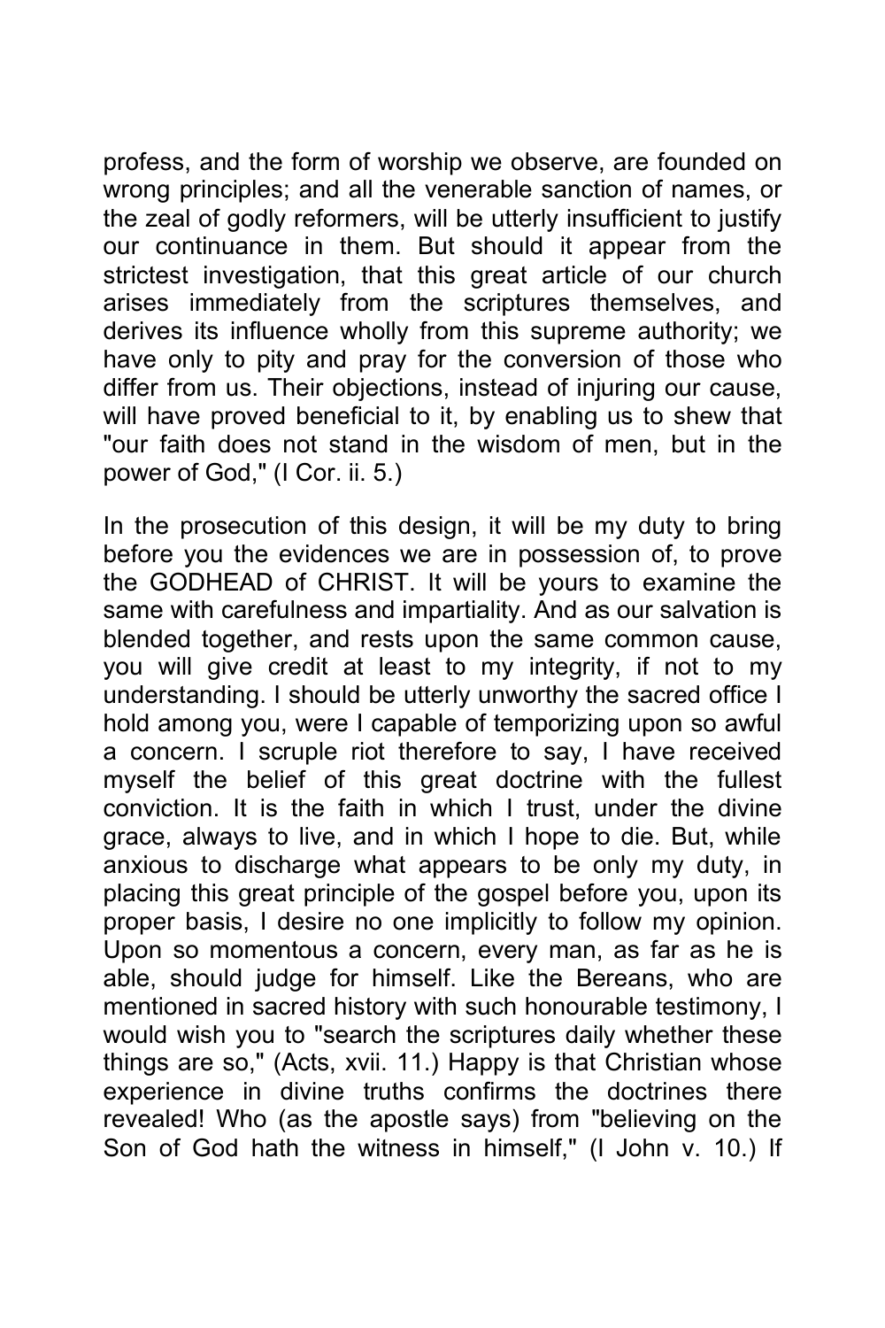profess, and the form of worship we observe, are founded on wrong principles; and all the venerable sanction of names, or the zeal of godly reformers, will be utterly insufficient to justify our continuance in them. But should it appear from the strictest investigation, that this great article of our church arises immediately from the scriptures themselves, and derives its influence wholly from this supreme authority; we have only to pity and pray for the conversion of those who differ from us. Their objections, instead of injuring our cause, will have proved beneficial to it, by enabling us to shew that "our faith does not stand in the wisdom of men, but in the power of God," (I Cor. ii. 5.)

In the prosecution of this design, it will be my duty to bring before you the evidences we are in possession of, to prove the GODHEAD of CHRIST. It will be yours to examine the same with carefulness and impartiality. And as our salvation is blended together, and rests upon the same common cause, you will give credit at least to my integrity, if not to my understanding. I should be utterly unworthy the sacred office I hold among you, were I capable of temporizing upon so awful a concern. I scruple riot therefore to say, I have received myself the belief of this great doctrine with the fullest conviction. It is the faith in which I trust, under the divine grace, always to live, and in which I hope to die. But, while anxious to discharge what appears to be only my duty, in placing this great principle of the gospel before you, upon its proper basis, I desire no one implicitly to follow my opinion. Upon so momentous a concern, every man, as far as he is able, should judge for himself. Like the Bereans, who are mentioned in sacred history with such honourable testimony, I would wish you to "search the scriptures daily whether these things are so," (Acts, xvii. 11.) Happy is that Christian whose experience in divine truths confirms the doctrines there revealed! Who (as the apostle says) from "believing on the Son of God hath the witness in himself," (I John v. 10.) If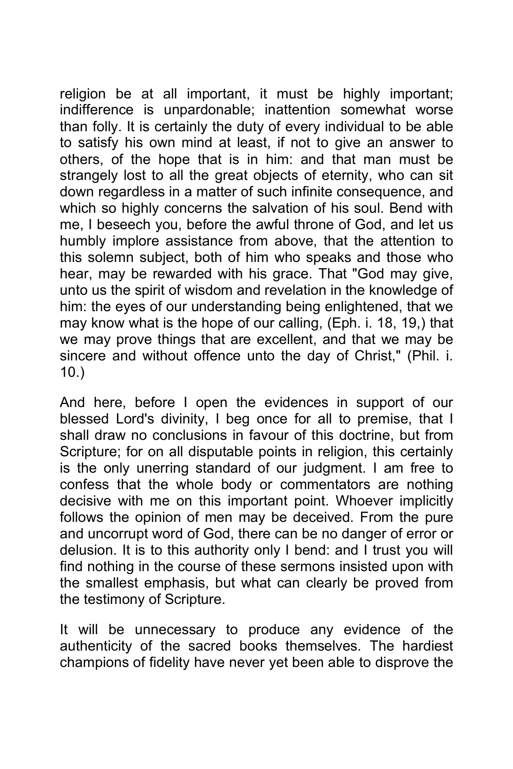religion be at all important, it must be highly important; indifference is unpardonable; inattention somewhat worse than folly. It is certainly the duty of every individual to be able to satisfy his own mind at least, if not to give an answer to others, of the hope that is in him: and that man must be strangely lost to all the great objects of eternity, who can sit down regardless in a matter of such infinite consequence, and which so highly concerns the salvation of his soul. Bend with me, I beseech you, before the awful throne of God, and let us humbly implore assistance from above, that the attention to this solemn subject, both of him who speaks and those who hear, may be rewarded with his grace. That "God may give, unto us the spirit of wisdom and revelation in the knowledge of him: the eyes of our understanding being enlightened, that we may know what is the hope of our calling, (Eph. i. 18, 19,) that we may prove things that are excellent, and that we may be sincere and without offence unto the day of Christ," (Phil. i. 10.)

And here, before I open the evidences in support of our blessed Lord's divinity, I beg once for all to premise, that I shall draw no conclusions in favour of this doctrine, but from Scripture; for on all disputable points in religion, this certainly is the only unerring standard of our judgment. I am free to confess that the whole body or commentators are nothing decisive with me on this important point. Whoever implicitly follows the opinion of men may be deceived. From the pure and uncorrupt word of God, there can be no danger of error or delusion. It is to this authority only I bend: and I trust you will find nothing in the course of these sermons insisted upon with the smallest emphasis, but what can clearly be proved from the testimony of Scripture.

It will be unnecessary to produce any evidence of the authenticity of the sacred books themselves. The hardiest champions of fidelity have never yet been able to disprove the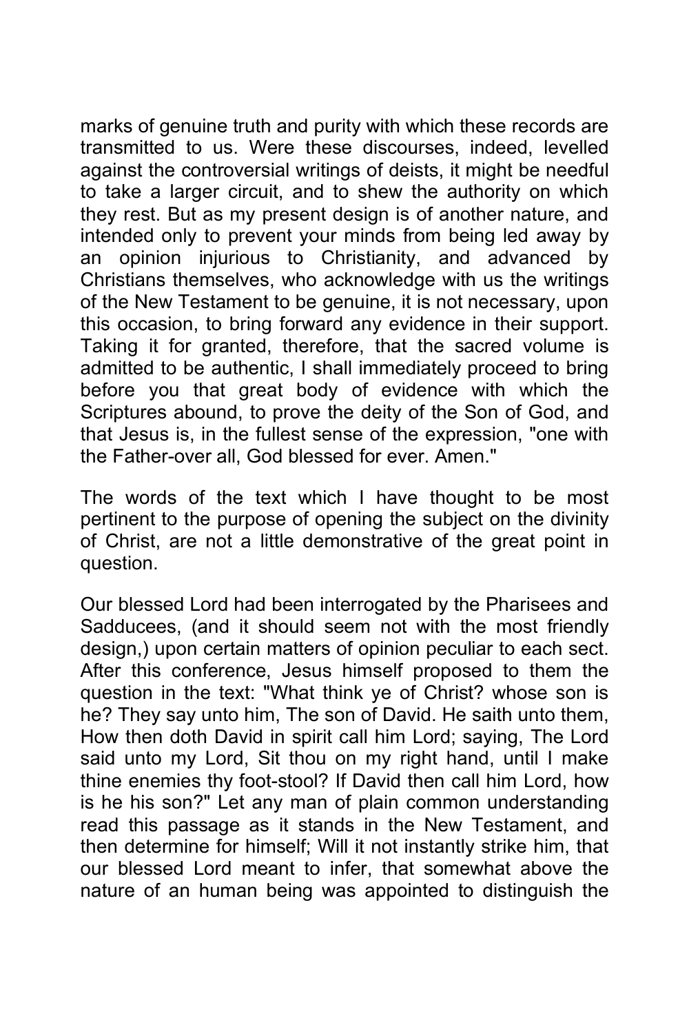marks of genuine truth and purity with which these records are transmitted to us. Were these discourses, indeed, levelled against the controversial writings of deists, it might be needful to take a larger circuit, and to shew the authority on which they rest. But as my present design is of another nature, and intended only to prevent your minds from being led away by an opinion injurious to Christianity, and advanced by Christians themselves, who acknowledge with us the writings of the New Testament to be genuine, it is not necessary, upon this occasion, to bring forward any evidence in their support. Taking it for granted, therefore, that the sacred volume is admitted to be authentic, I shall immediately proceed to bring before you that great body of evidence with which the Scriptures abound, to prove the deity of the Son of God, and that Jesus is, in the fullest sense of the expression, "one with the Father-over all, God blessed for ever. Amen."

The words of the text which I have thought to be most pertinent to the purpose of opening the subject on the divinity of Christ, are not a little demonstrative of the great point in question.

Our blessed Lord had been interrogated by the Pharisees and Sadducees, (and it should seem not with the most friendly design,) upon certain matters of opinion peculiar to each sect. After this conference, Jesus himself proposed to them the question in the text: "What think ye of Christ? whose son is he? They say unto him, The son of David. He saith unto them, How then doth David in spirit call him Lord; saying, The Lord said unto my Lord, Sit thou on my right hand, until I make thine enemies thy foot-stool? If David then call him Lord, how is he his son?" Let any man of plain common understanding read this passage as it stands in the New Testament, and then determine for himself; Will it not instantly strike him, that our blessed Lord meant to infer, that somewhat above the nature of an human being was appointed to distinguish the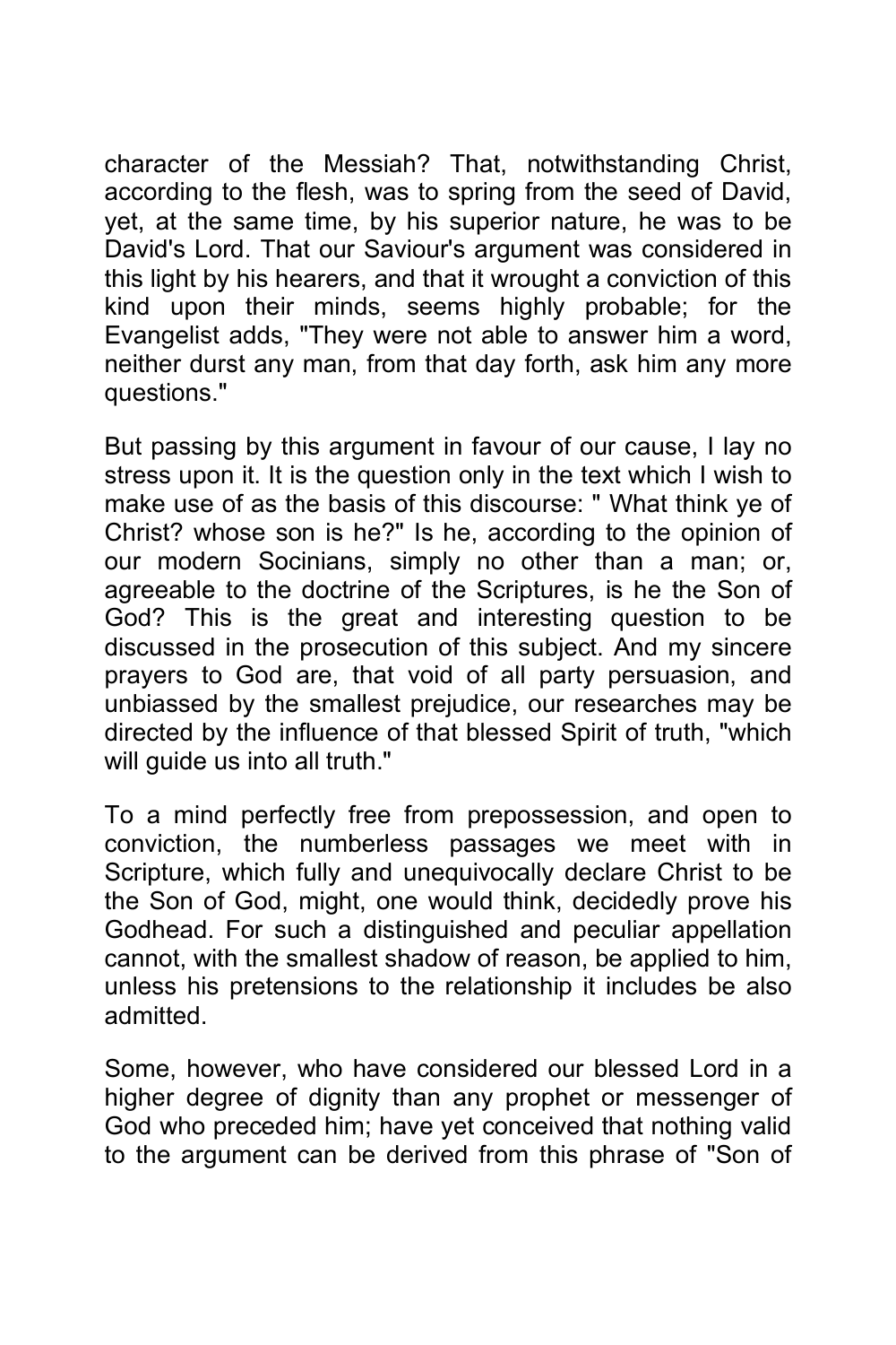character of the Messiah? That, notwithstanding Christ, according to the flesh, was to spring from the seed of David, yet, at the same time, by his superior nature, he was to be David's Lord. That our Saviour's argument was considered in this light by his hearers, and that it wrought a conviction of this kind upon their minds, seems highly probable; for the Evangelist adds, "They were not able to answer him a word, neither durst any man, from that day forth, ask him any more questions."

But passing by this argument in favour of our cause, I lay no stress upon it. It is the question only in the text which I wish to make use of as the basis of this discourse: " What think ye of Christ? whose son is he?" Is he, according to the opinion of our modern Socinians, simply no other than a man; or, agreeable to the doctrine of the Scriptures, is he the Son of God? This is the great and interesting question to be discussed in the prosecution of this subject. And my sincere prayers to God are, that void of all party persuasion, and unbiassed by the smallest prejudice, our researches may be directed by the influence of that blessed Spirit of truth, "which will guide us into all truth."

To a mind perfectly free from prepossession, and open to conviction, the numberless passages we meet with in Scripture, which fully and unequivocally declare Christ to be the Son of God, might, one would think, decidedly prove his Godhead. For such a distinguished and peculiar appellation cannot, with the smallest shadow of reason, be applied to him, unless his pretensions to the relationship it includes be also admitted.

Some, however, who have considered our blessed Lord in a higher degree of dignity than any prophet or messenger of God who preceded him; have yet conceived that nothing valid to the argument can be derived from this phrase of "Son of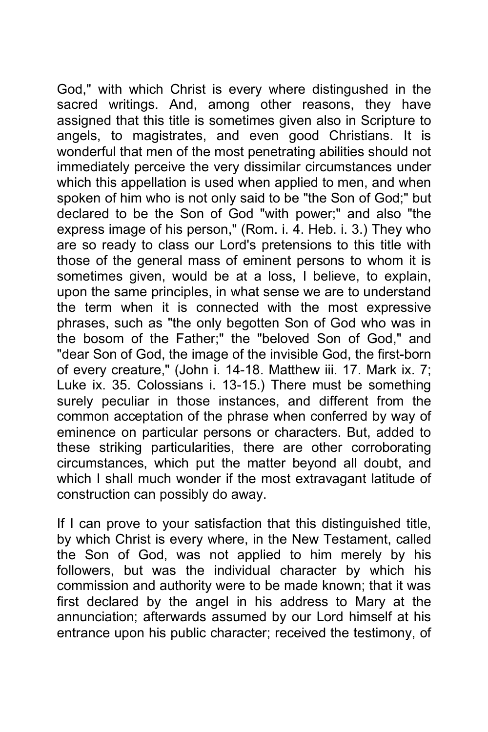God," with which Christ is every where distingushed in the sacred writings. And, among other reasons, they have assigned that this title is sometimes given also in Scripture to angels, to magistrates, and even good Christians. It is wonderful that men of the most penetrating abilities should not immediately perceive the very dissimilar circumstances under which this appellation is used when applied to men, and when spoken of him who is not only said to be "the Son of God;" but declared to be the Son of God "with power;" and also "the express image of his person," (Rom. i. 4. Heb. i. 3.) They who are so ready to class our Lord's pretensions to this title with those of the general mass of eminent persons to whom it is sometimes given, would be at a loss, I believe, to explain, upon the same principles, in what sense we are to understand the term when it is connected with the most expressive phrases, such as "the only begotten Son of God who was in the bosom of the Father;" the "beloved Son of God," and "dear Son of God, the image of the invisible God, the first-born of every creature," (John i. 14-18. Matthew iii. 17. Mark ix. 7; Luke ix. 35. Colossians i. 13-15.) There must be something surely peculiar in those instances, and different from the common acceptation of the phrase when conferred by way of eminence on particular persons or characters. But, added to these striking particularities, there are other corroborating circumstances, which put the matter beyond all doubt, and which I shall much wonder if the most extravagant latitude of construction can possibly do away.

If I can prove to your satisfaction that this distinguished title, by which Christ is every where, in the New Testament, called the Son of God, was not applied to him merely by his followers, but was the individual character by which his commission and authority were to be made known; that it was first declared by the angel in his address to Mary at the annunciation; afterwards assumed by our Lord himself at his entrance upon his public character; received the testimony, of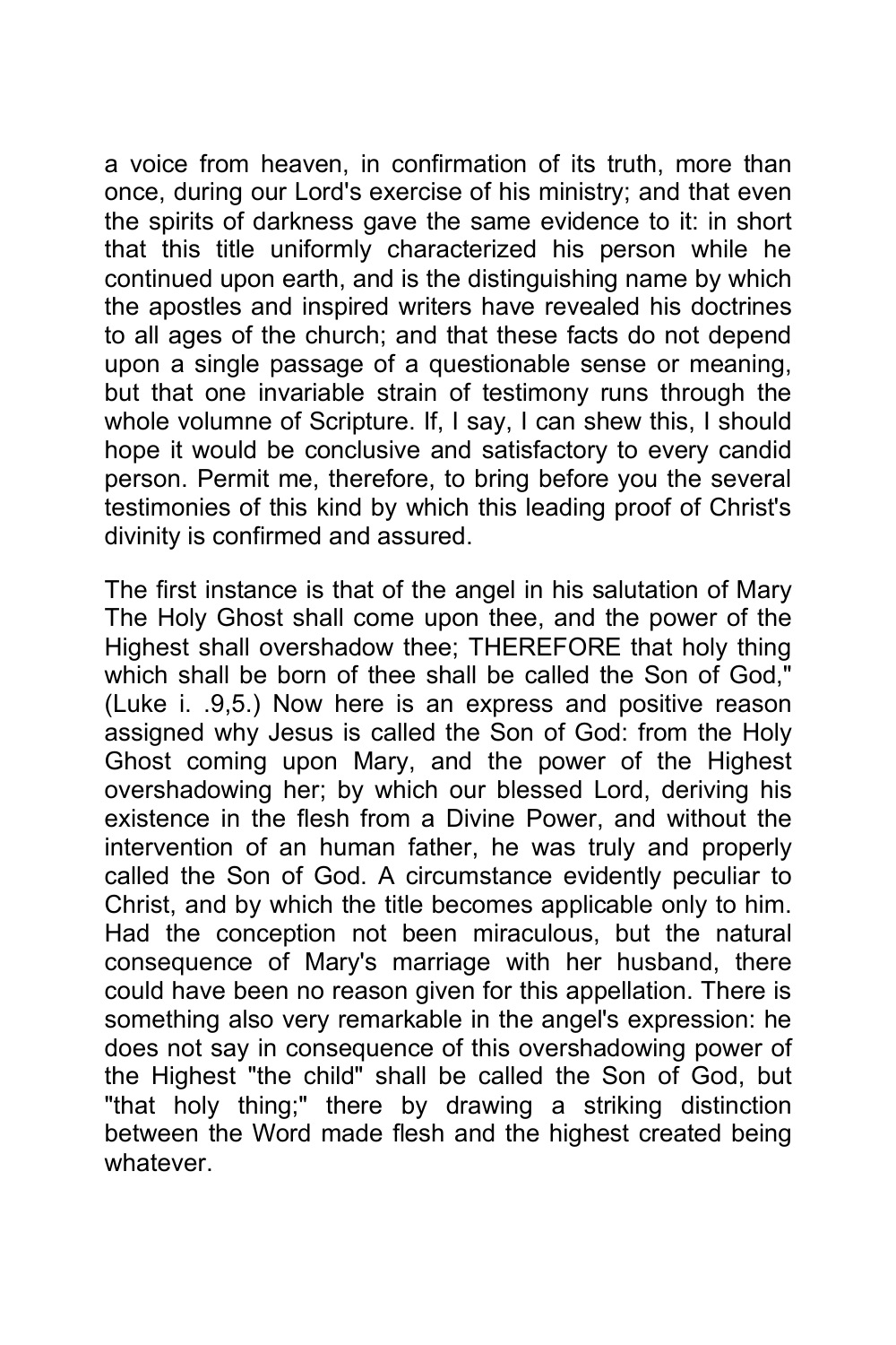a voice from heaven, in confirmation of its truth, more than once, during our Lord's exercise of his ministry; and that even the spirits of darkness gave the same evidence to it: in short that this title uniformly characterized his person while he continued upon earth, and is the distinguishing name by which the apostles and inspired writers have revealed his doctrines to all ages of the church; and that these facts do not depend upon a single passage of a questionable sense or meaning, but that one invariable strain of testimony runs through the whole volumne of Scripture. If, I say, I can shew this, I should hope it would be conclusive and satisfactory to every candid person. Permit me, therefore, to bring before you the several testimonies of this kind by which this leading proof of Christ's divinity is confirmed and assured.

The first instance is that of the angel in his salutation of Mary The Holy Ghost shall come upon thee, and the power of the Highest shall overshadow thee; THEREFORE that holy thing which shall be born of thee shall be called the Son of God," (Luke i. .9,5.) Now here is an express and positive reason assigned why Jesus is called the Son of God: from the Holy Ghost coming upon Mary, and the power of the Highest overshadowing her; by which our blessed Lord, deriving his existence in the flesh from a Divine Power, and without the intervention of an human father, he was truly and properly called the Son of God. A circumstance evidently peculiar to Christ, and by which the title becomes applicable only to him. Had the conception not been miraculous, but the natural consequence of Mary's marriage with her husband, there could have been no reason given for this appellation. There is something also very remarkable in the angel's expression: he does not say in consequence of this overshadowing power of the Highest "the child" shall be called the Son of God, but "that holy thing;" there by drawing a striking distinction between the Word made flesh and the highest created being whatever.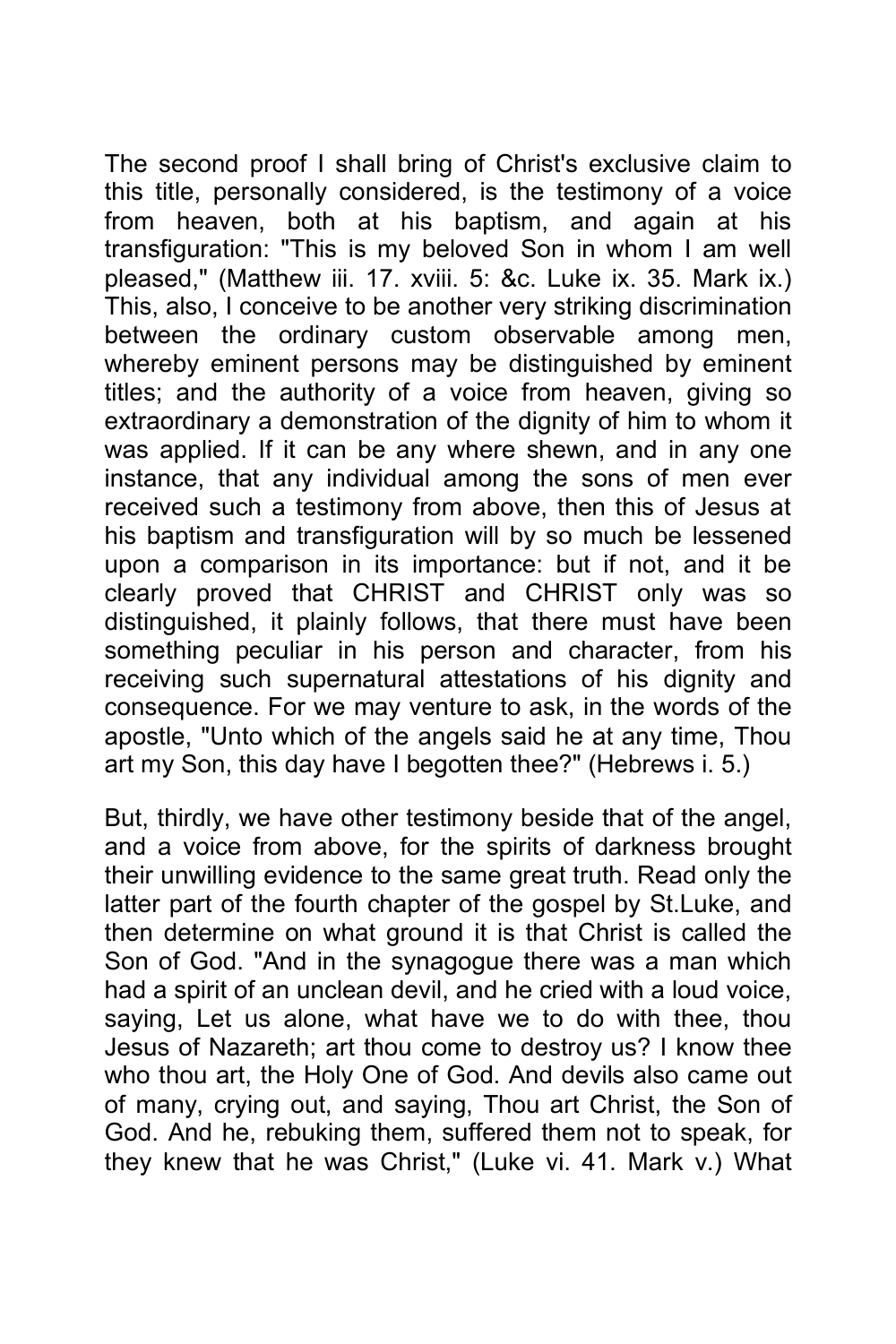The second proof I shall bring of Christ's exclusive claim to this title, personally considered, is the testimony of a voice from heaven, both at his baptism, and again at his transfiguration: "This is my beloved Son in whom I am well pleased," (Matthew iii. 17. xviii. 5: &c. Luke ix. 35. Mark ix.) This, also, I conceive to be another very striking discrimination between the ordinary custom observable among men, whereby eminent persons may be distinguished by eminent titles; and the authority of a voice from heaven, giving so extraordinary a demonstration of the dignity of him to whom it was applied. If it can be any where shewn, and in any one instance, that any individual among the sons of men ever received such a testimony from above, then this of Jesus at his baptism and transfiguration will by so much be lessened upon a comparison in its importance: but if not, and it be clearly proved that CHRIST and CHRIST only was so distinguished, it plainly follows, that there must have been something peculiar in his person and character, from his receiving such supernatural attestations of his dignity and consequence. For we may venture to ask, in the words of the apostle, "Unto which of the angels said he at any time, Thou art my Son, this day have I begotten thee?" (Hebrews i. 5.)

But, thirdly, we have other testimony beside that of the angel, and a voice from above, for the spirits of darkness brought their unwilling evidence to the same great truth. Read only the latter part of the fourth chapter of the gospel by St.Luke, and then determine on what ground it is that Christ is called the Son of God. "And in the synagogue there was a man which had a spirit of an unclean devil, and he cried with a loud voice, saying, Let us alone, what have we to do with thee, thou Jesus of Nazareth; art thou come to destroy us? I know thee who thou art, the Holy One of God. And devils also came out of many, crying out, and saying, Thou art Christ, the Son of God. And he, rebuking them, suffered them not to speak, for they knew that he was Christ," (Luke vi. 41. Mark v.) What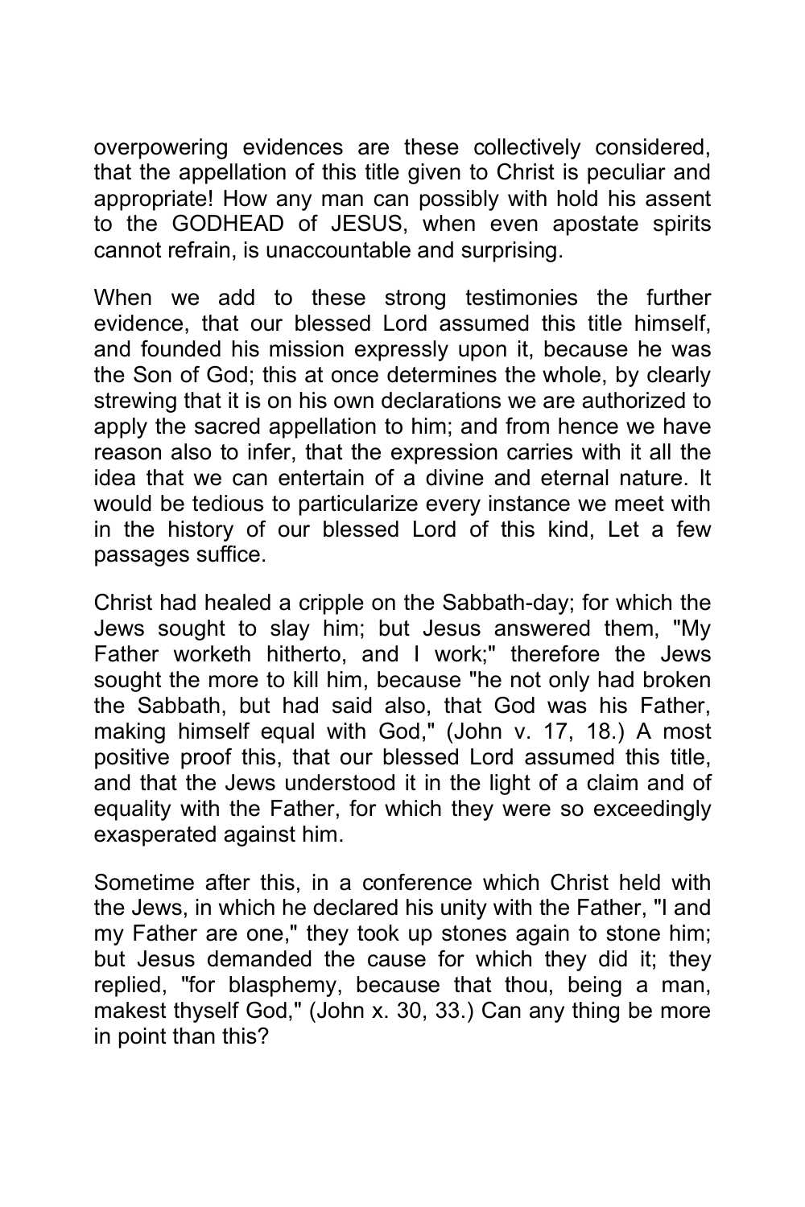overpowering evidences are these collectively considered, that the appellation of this title given to Christ is peculiar and appropriate! How any man can possibly with hold his assent to the GODHEAD of JESUS, when even apostate spirits cannot refrain, is unaccountable and surprising.

When we add to these strong testimonies the further evidence, that our blessed Lord assumed this title himself, and founded his mission expressly upon it, because he was the Son of God; this at once determines the whole, by clearly strewing that it is on his own declarations we are authorized to apply the sacred appellation to him; and from hence we have reason also to infer, that the expression carries with it all the idea that we can entertain of a divine and eternal nature. It would be tedious to particularize every instance we meet with in the history of our blessed Lord of this kind, Let a few passages suffice.

Christ had healed a cripple on the Sabbath-day; for which the Jews sought to slay him; but Jesus answered them, "My Father worketh hitherto, and I work;" therefore the Jews sought the more to kill him, because "he not only had broken the Sabbath, but had said also, that God was his Father, making himself equal with God," (John v. 17, 18.) A most positive proof this, that our blessed Lord assumed this title, and that the Jews understood it in the light of a claim and of equality with the Father, for which they were so exceedingly exasperated against him.

Sometime after this, in a conference which Christ held with the Jews, in which he declared his unity with the Father, "I and my Father are one," they took up stones again to stone him; but Jesus demanded the cause for which they did it; they replied, "for blasphemy, because that thou, being a man, makest thyself God," (John x. 30, 33.) Can any thing be more in point than this?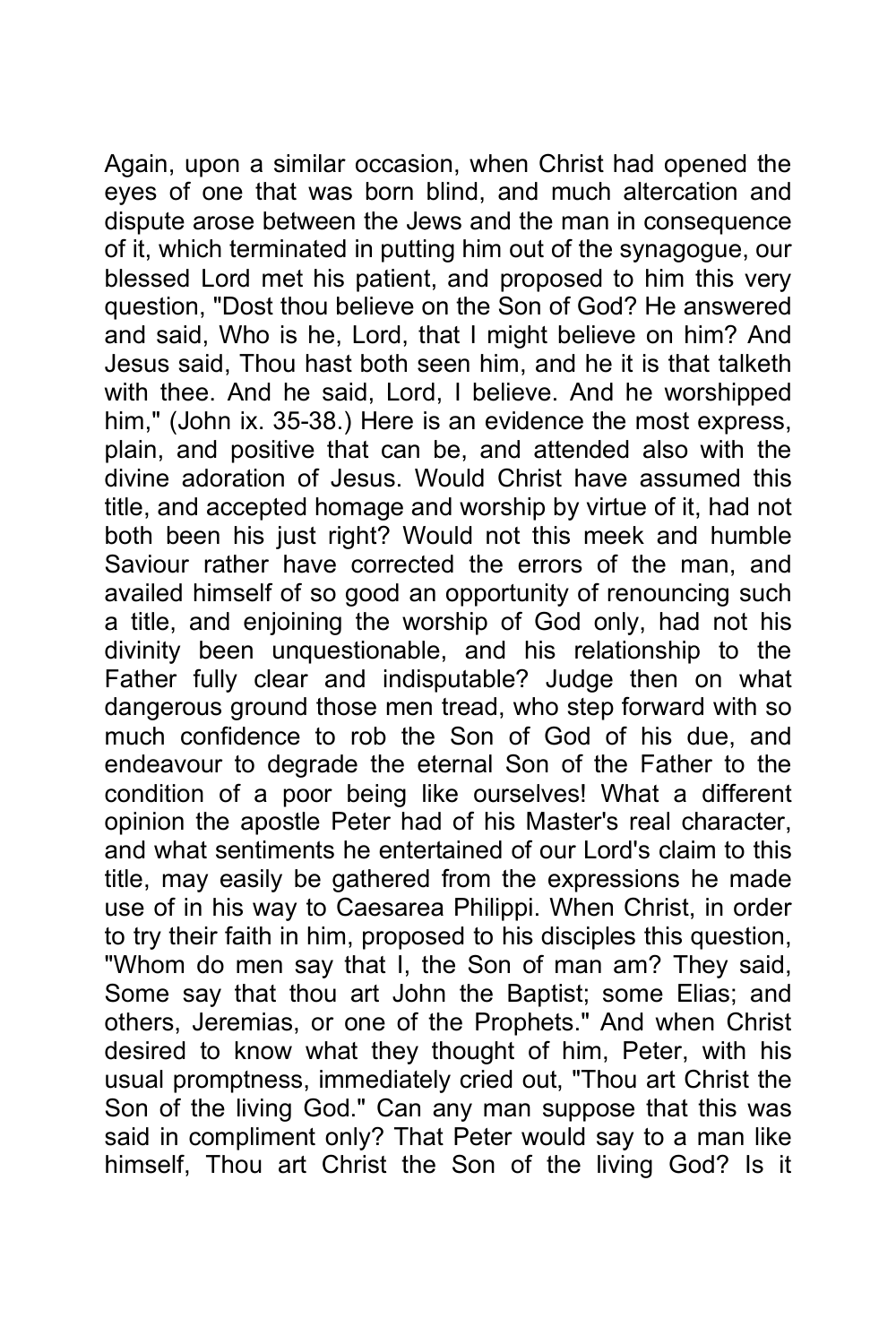Again, upon a similar occasion, when Christ had opened the eyes of one that was born blind, and much altercation and dispute arose between the Jews and the man in consequence of it, which terminated in putting him out of the synagogue, our blessed Lord met his patient, and proposed to him this very question, "Dost thou believe on the Son of God? He answered and said, Who is he, Lord, that I might believe on him? And Jesus said, Thou hast both seen him, and he it is that talketh with thee. And he said, Lord, I believe. And he worshipped him," (John ix. 35-38.) Here is an evidence the most express, plain, and positive that can be, and attended also with the divine adoration of Jesus. Would Christ have assumed this title, and accepted homage and worship by virtue of it, had not both been his just right? Would not this meek and humble Saviour rather have corrected the errors of the man, and availed himself of so good an opportunity of renouncing such a title, and enjoining the worship of God only, had not his divinity been unquestionable, and his relationship to the Father fully clear and indisputable? Judge then on what dangerous ground those men tread, who step forward with so much confidence to rob the Son of God of his due, and endeavour to degrade the eternal Son of the Father to the condition of a poor being like ourselves! What a different opinion the apostle Peter had of his Master's real character, and what sentiments he entertained of our Lord's claim to this title, may easily be gathered from the expressions he made use of in his way to Caesarea Philippi. When Christ, in order to try their faith in him, proposed to his disciples this question, "Whom do men say that I, the Son of man am? They said, Some say that thou art John the Baptist; some Elias; and others, Jeremias, or one of the Prophets." And when Christ desired to know what they thought of him, Peter, with his usual promptness, immediately cried out, "Thou art Christ the Son of the living God." Can any man suppose that this was said in compliment only? That Peter would say to a man like himself, Thou art Christ the Son of the living God? Is it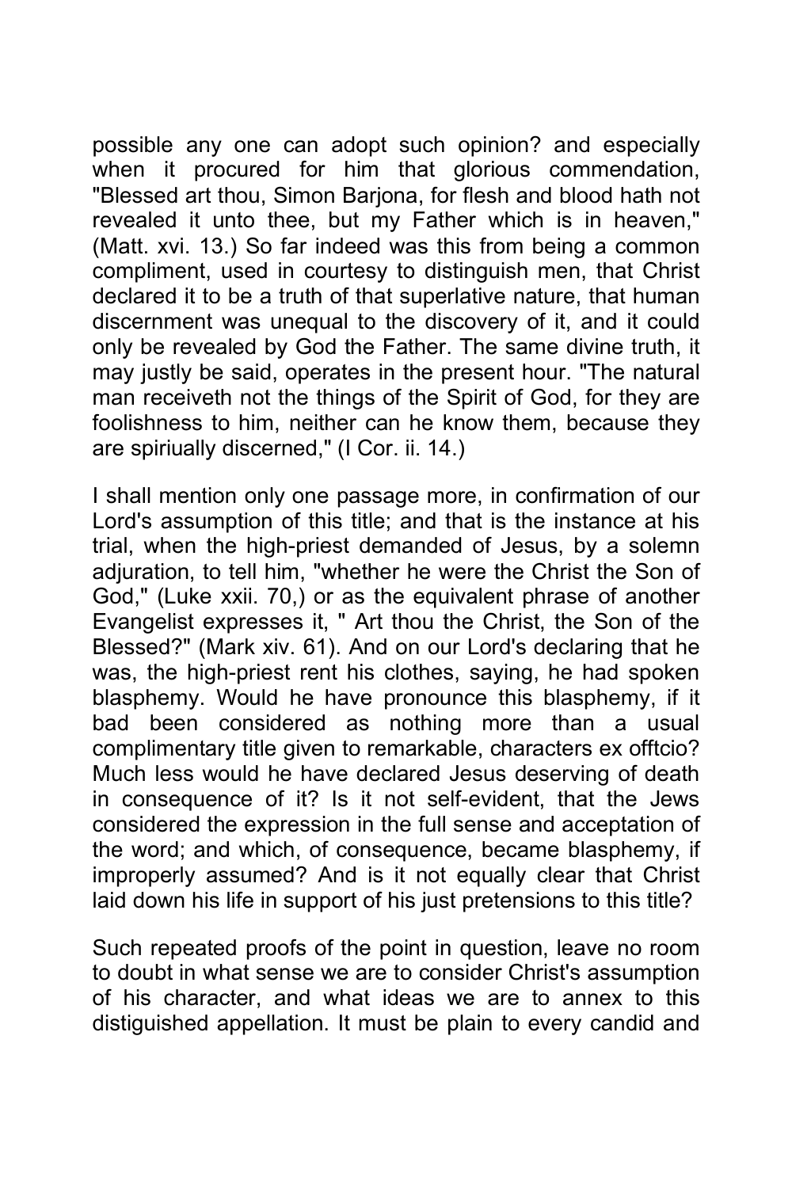possible any one can adopt such opinion? and especially when it procured for him that glorious commendation, "Blessed art thou, Simon Barjona, for flesh and blood hath not revealed it unto thee, but my Father which is in heaven," (Matt. xvi. 13.) So far indeed was this from being a common compliment, used in courtesy to distinguish men, that Christ declared it to be a truth of that superlative nature, that human discernment was unequal to the discovery of it, and it could only be revealed by God the Father. The same divine truth, it may justly be said, operates in the present hour. "The natural man receiveth not the things of the Spirit of God, for they are foolishness to him, neither can he know them, because they are spiriually discerned," (I Cor. ii. 14.)

I shall mention only one passage more, in confirmation of our Lord's assumption of this title; and that is the instance at his trial, when the high-priest demanded of Jesus, by a solemn adjuration, to tell him, "whether he were the Christ the Son of God," (Luke xxii. 70,) or as the equivalent phrase of another Evangelist expresses it, " Art thou the Christ, the Son of the Blessed?" (Mark xiv. 61). And on our Lord's declaring that he was, the high-priest rent his clothes, saying, he had spoken blasphemy. Would he have pronounce this blasphemy, if it bad been considered as nothing more than a usual complimentary title given to remarkable, characters ex offtcio? Much less would he have declared Jesus deserving of death in consequence of it? Is it not self-evident, that the Jews considered the expression in the full sense and acceptation of the word; and which, of consequence, became blasphemy, if improperly assumed? And is it not equally clear that Christ laid down his life in support of his just pretensions to this title?

Such repeated proofs of the point in question, leave no room to doubt in what sense we are to consider Christ's assumption of his character, and what ideas we are to annex to this distiguished appellation. It must be plain to every candid and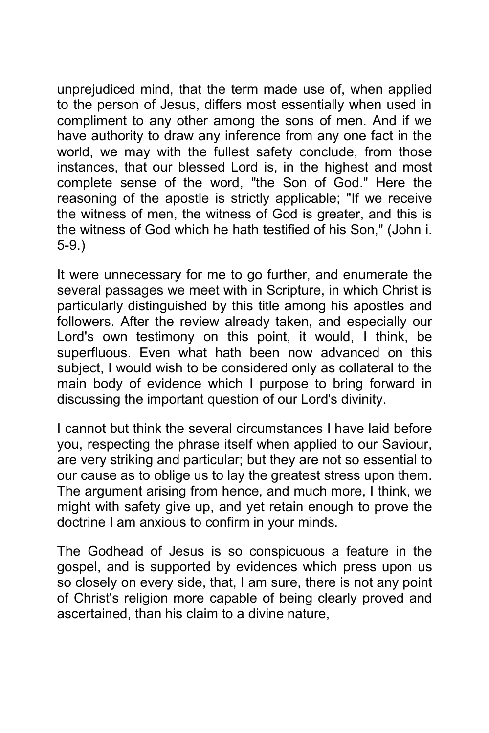unprejudiced mind, that the term made use of, when applied to the person of Jesus, differs most essentially when used in compliment to any other among the sons of men. And if we have authority to draw any inference from any one fact in the world, we may with the fullest safety conclude, from those instances, that our blessed Lord is, in the highest and most complete sense of the word, "the Son of God." Here the reasoning of the apostle is strictly applicable; "If we receive the witness of men, the witness of God is greater, and this is the witness of God which he hath testified of his Son," (John i. 5-9.)

It were unnecessary for me to go further, and enumerate the several passages we meet with in Scripture, in which Christ is particularly distinguished by this title among his apostles and followers. After the review already taken, and especially our Lord's own testimony on this point, it would, I think, be superfluous. Even what hath been now advanced on this subject, I would wish to be considered only as collateral to the main body of evidence which I purpose to bring forward in discussing the important question of our Lord's divinity.

I cannot but think the several circumstances I have laid before you, respecting the phrase itself when applied to our Saviour, are very striking and particular; but they are not so essential to our cause as to oblige us to lay the greatest stress upon them. The argument arising from hence, and much more, I think, we might with safety give up, and yet retain enough to prove the doctrine I am anxious to confirm in your minds.

The Godhead of Jesus is so conspicuous a feature in the gospel, and is supported by evidences which press upon us so closely on every side, that, I am sure, there is not any point of Christ's religion more capable of being clearly proved and ascertained, than his claim to a divine nature,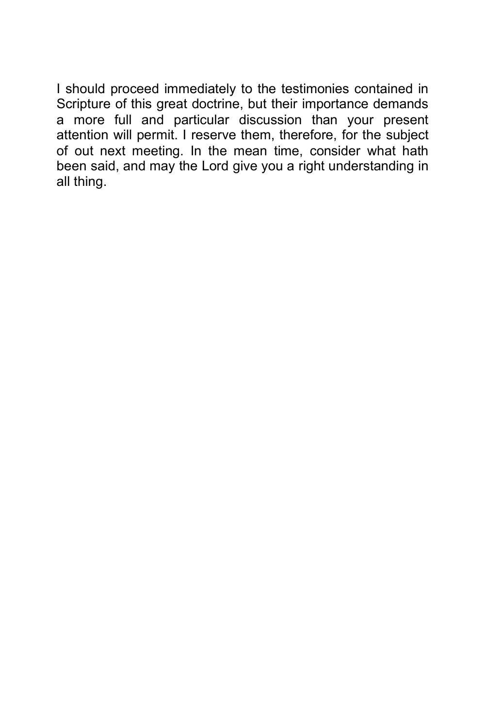I should proceed immediately to the testimonies contained in Scripture of this great doctrine, but their importance demands a more full and particular discussion than your present attention will permit. I reserve them, therefore, for the subject of out next meeting. In the mean time, consider what hath been said, and may the Lord give you a right understanding in all thing.